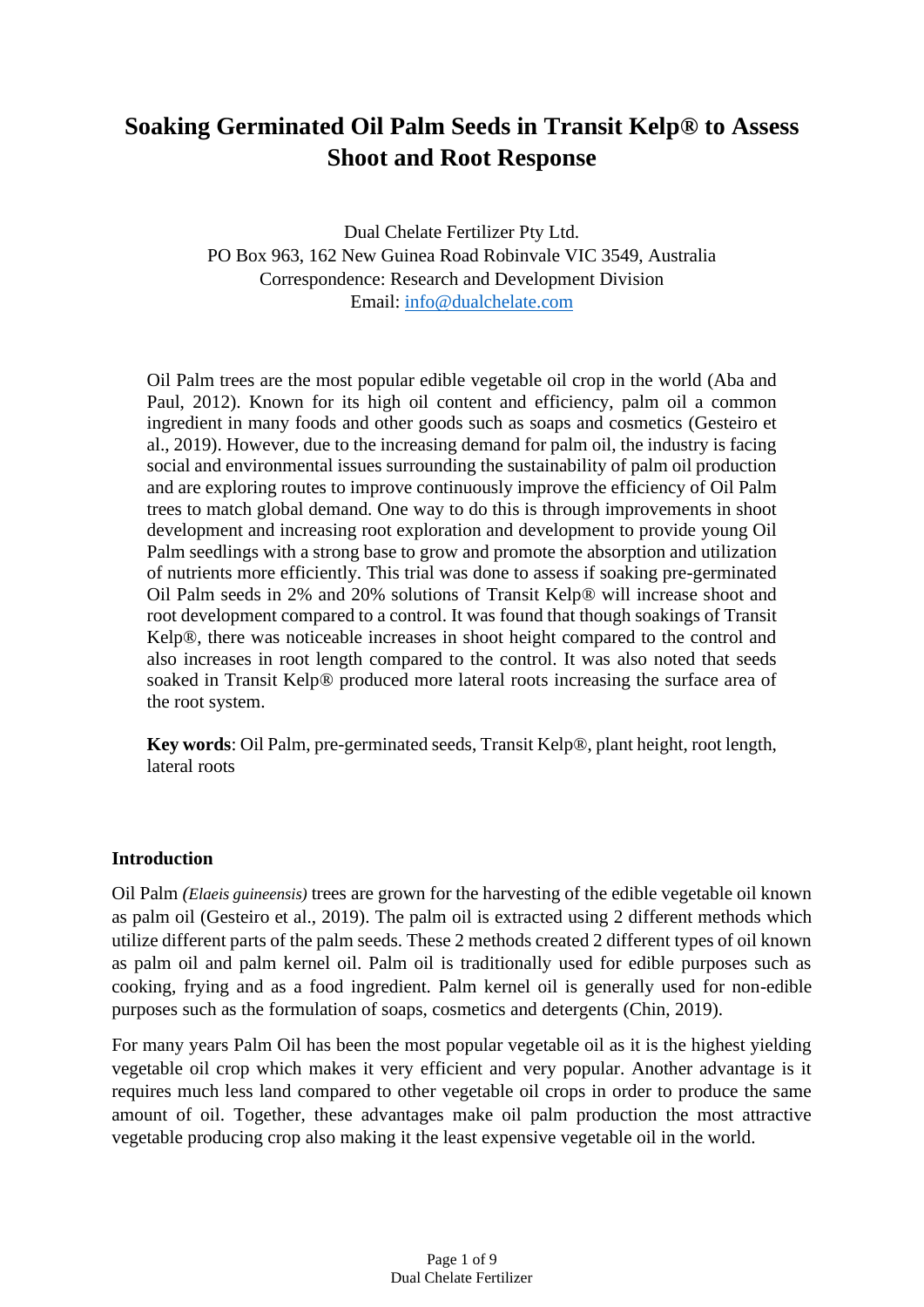# Soaking Germinated Oil Palm Seeds in Transit Kelp® to Assess Shoot and Root Response

Dual Chelate Fertilizer Pty Ltd.
PO Box 963, 162 New Guinea Road Robinvale VIC 3549, Australia
Correspondence: Research and Development Division
Email: info@dualchelate.com

Oil Palm trees are the most popular edible vegetable oil crop in the world (Aba and Paul, 2012). Known for its high oil content and efficiency, palm oil a common ingredient in many foods and other goods such as soaps and cosmetics (Gesteiro et al., 2019). However, due to the increasing demand for palm oil, the industry is facing social and environmental issues surrounding the sustainability of palm oil production and are exploring routes to improve continuously improve the efficiency of Oil Palm trees to match global demand. One way to do this is through improvements in shoot development and increasing root exploration and development to provide young Oil Palm seedlings with a strong base to grow and promote the absorption and utilization of nutrients more efficiently. This trial was done to assess if soaking pre-germinated Oil Palm seeds in 2% and 20% solutions of Transit Kelp® will increase shoot and root development compared to a control. It was found that though soakings of Transit Kelp®, there was noticeable increases in shoot height compared to the control and also increases in root length compared to the control. It was also noted that seeds soaked in Transit Kelp® produced more lateral roots increasing the surface area of the root system.

**Key words**: Oil Palm, pre-germinated seeds, Transit Kelp®, plant height, root length, lateral roots

## Introduction

Oil Palm *(Elaeis guineensis)* trees are grown for the harvesting of the edible vegetable oil known as palm oil (Gesteiro et al., 2019). The palm oil is extracted using 2 different methods which utilize different parts of the palm seeds. These 2 methods created 2 different types of oil known as palm oil and palm kernel oil. Palm oil is traditionally used for edible purposes such as cooking, frying and as a food ingredient. Palm kernel oil is generally used for non-edible purposes such as the formulation of soaps, cosmetics and detergents (Chin, 2019).

For many years Palm Oil has been the most popular vegetable oil as it is the highest yielding vegetable oil crop which makes it very efficient and very popular. Another advantage is it requires much less land compared to other vegetable oil crops in order to produce the same amount of oil. Together, these advantages make oil palm production the most attractive vegetable producing crop also making it the least expensive vegetable oil in the world.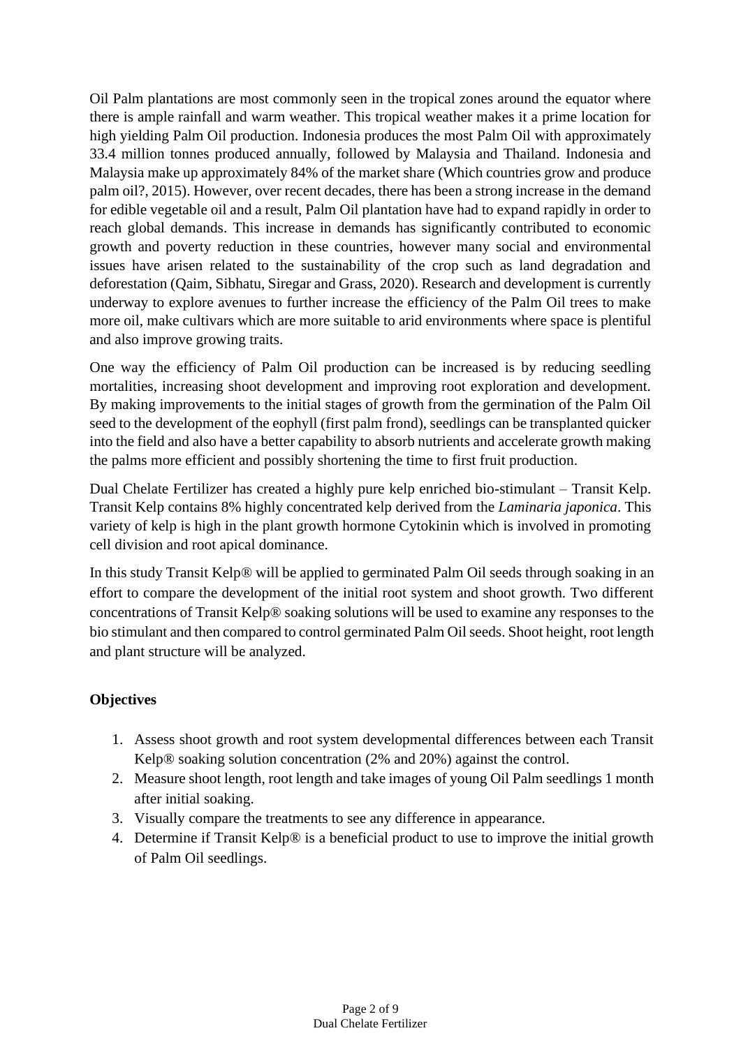Oil Palm plantations are most commonly seen in the tropical zones around the equator where there is ample rainfall and warm weather. This tropical weather makes it a prime location for high yielding Palm Oil production. Indonesia produces the most Palm Oil with approximately 33.4 million tonnes produced annually, followed by Malaysia and Thailand. Indonesia and Malaysia make up approximately 84% of the market share (Which countries grow and produce palm oil?, 2015). However, over recent decades, there has been a strong increase in the demand for edible vegetable oil and a result, Palm Oil plantation have had to expand rapidly in order to reach global demands. This increase in demands has significantly contributed to economic growth and poverty reduction in these countries, however many social and environmental issues have arisen related to the sustainability of the crop such as land degradation and deforestation (Qaim, Sibhatu, Siregar and Grass, 2020). Research and development is currently underway to explore avenues to further increase the efficiency of the Palm Oil trees to make more oil, make cultivars which are more suitable to arid environments where space is plentiful and also improve growing traits.

One way the efficiency of Palm Oil production can be increased is by reducing seedling mortalities, increasing shoot development and improving root exploration and development. By making improvements to the initial stages of growth from the germination of the Palm Oil seed to the development of the eophyll (first palm frond), seedlings can be transplanted quicker into the field and also have a better capability to absorb nutrients and accelerate growth making the palms more efficient and possibly shortening the time to first fruit production.

Dual Chelate Fertilizer has created a highly pure kelp enriched bio-stimulant – Transit Kelp. Transit Kelp contains 8% highly concentrated kelp derived from the *Laminaria japonica*. This variety of kelp is high in the plant growth hormone Cytokinin which is involved in promoting cell division and root apical dominance.

In this study Transit Kelp® will be applied to germinated Palm Oil seeds through soaking in an effort to compare the development of the initial root system and shoot growth. Two different concentrations of Transit Kelp® soaking solutions will be used to examine any responses to the bio stimulant and then compared to control germinated Palm Oil seeds. Shoot height, root length and plant structure will be analyzed.

**Objectives**

1. Assess shoot growth and root system developmental differences between each Transit Kelp® soaking solution concentration (2% and 20%) against the control.
2. Measure shoot length, root length and take images of young Oil Palm seedlings 1 month after initial soaking.
3. Visually compare the treatments to see any difference in appearance.
4. Determine if Transit Kelp® is a beneficial product to use to improve the initial growth of Palm Oil seedlings.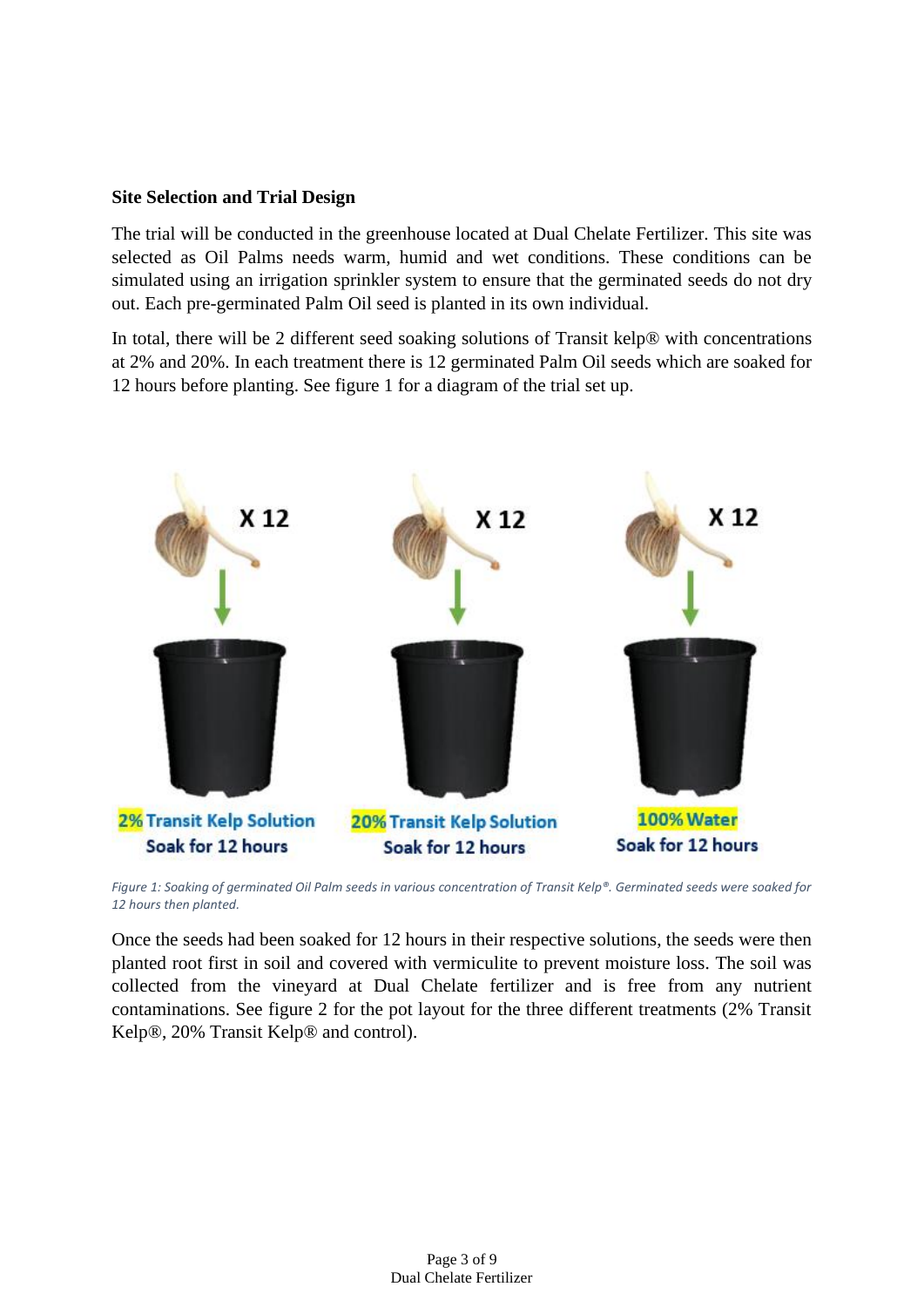**Site Selection and Trial Design**

The trial will be conducted in the greenhouse located at Dual Chelate Fertilizer. This site was selected as Oil Palms needs warm, humid and wet conditions. These conditions can be simulated using an irrigation sprinkler system to ensure that the germinated seeds do not dry out. Each pre-germinated Palm Oil seed is planted in its own individual.

In total, there will be 2 different seed soaking solutions of Transit kelp® with concentrations at 2% and 20%. In each treatment there is 12 germinated Palm Oil seeds which are soaked for 12 hours before planting. See figure 1 for a diagram of the trial set up.

X 12 X 12 X 12

2% Transit Kelp Solution
Soak for 12 hours

20% Transit Kelp Solution
Soak for 12 hours

100% Water
Soak for 12 hours

*Figure 1: Soaking of germinated Oil Palm seeds in various concentration of Transit Kelp®. Germinated seeds were soaked for 12 hours then planted.*

Once the seeds had been soaked for 12 hours in their respective solutions, the seeds were then planted root first in soil and covered with vermiculite to prevent moisture loss. The soil was collected from the vineyard at Dual Chelate fertilizer and is free from any nutrient contaminations. See figure 2 for the pot layout for the three different treatments (2% Transit Kelp®, 20% Transit Kelp® and control).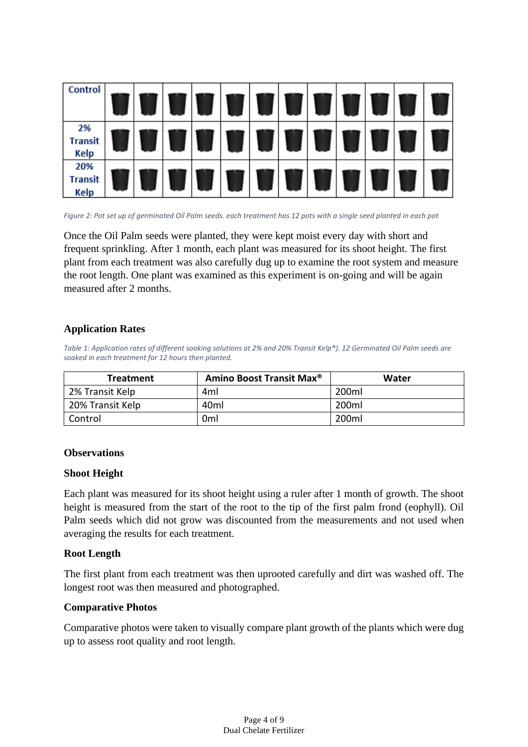| Control | | | | | | | | | | | | |
|---|---|---|---|---|---|---|---|---|---|---|---|---|
| 2% Transit Kelp | | | | | | | | | | | | |
| 20% Transit Kelp | | | | | | | | | | | | |

*Figure 2: Pot set up of germinated Oil Palm seeds. each treatment has 12 pots with a single seed planted in each pot*

Once the Oil Palm seeds were planted, they were kept moist every day with short and frequent sprinkling. After 1 month, each plant was measured for its shoot height. The first plant from each treatment was also carefully dug up to examine the root system and measure the root length. One plant was examined as this experiment is on-going and will be again measured after 2 months.

## Application Rates

*Table 1: Application rates of different soaking solutions at 2% and 20% Transit Kelp®). 12 Germinated Oil Palm seeds are soaked in each treatment for 12 hours then planted.*

| Treatment | Amino Boost Transit Max® | Water |
|---|---|---|
| 2% Transit Kelp | 4ml | 200ml |
| 20% Transit Kelp | 40ml | 200ml |
| Control | 0ml | 200ml |

## Observations

### Shoot Height

Each plant was measured for its shoot height using a ruler after 1 month of growth. The shoot height is measured from the start of the root to the tip of the first palm frond (eophyll). Oil Palm seeds which did not grow was discounted from the measurements and not used when averaging the results for each treatment.

### Root Length

The first plant from each treatment was then uprooted carefully and dirt was washed off. The longest root was then measured and photographed.

### Comparative Photos

Comparative photos were taken to visually compare plant growth of the plants which were dug up to assess root quality and root length.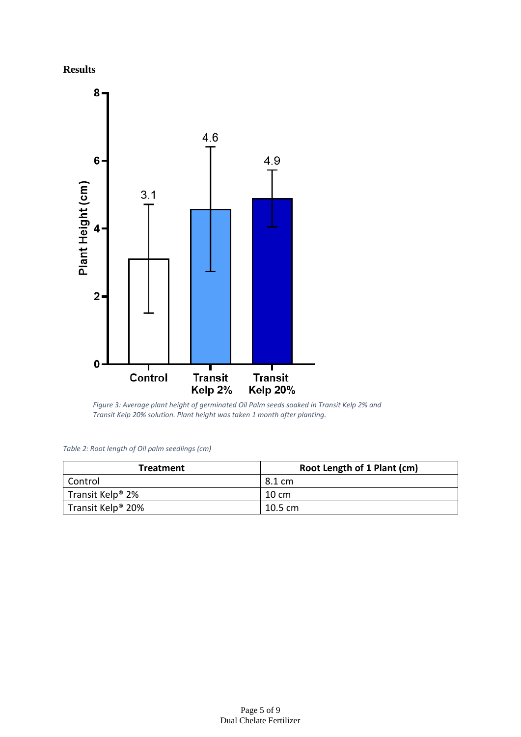**Results**

*Figure 3: Average plant height of germinated Oil Palm seeds soaked in Transit Kelp 2% and Transit Kelp 20% solution. Plant height was taken 1 month after planting.*

*Table 2: Root length of Oil palm seedlings (cm)*

| Treatment | Root Length of 1 Plant (cm) |
|---|---|
| Control | 8.1 cm |
| Transit Kelp® 2% | 10 cm |
| Transit Kelp® 20% | 10.5 cm |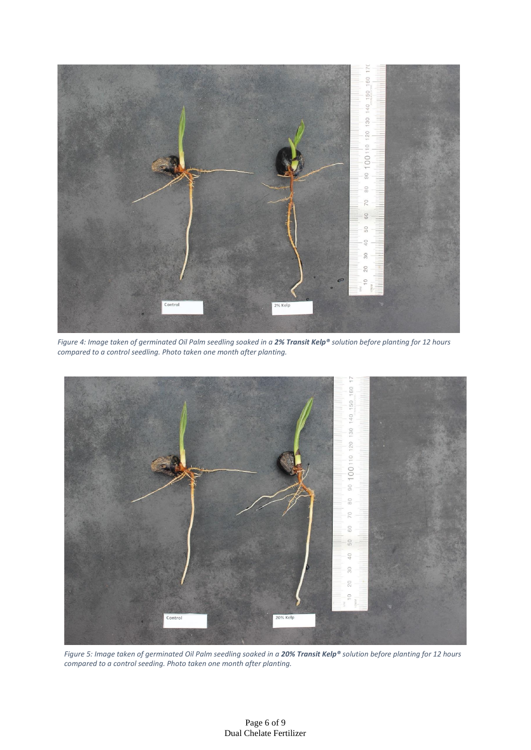*Figure 4: Image taken of germinated Oil Palm seedling soaked in a **2% Transit Kelp®** solution before planting for 12 hours compared to a control seedling. Photo taken one month after planting.*

*Figure 5: Image taken of germinated Oil Palm seedling soaked in a **20% Transit Kelp®** solution before planting for 12 hours compared to a control seeding. Photo taken one month after planting.*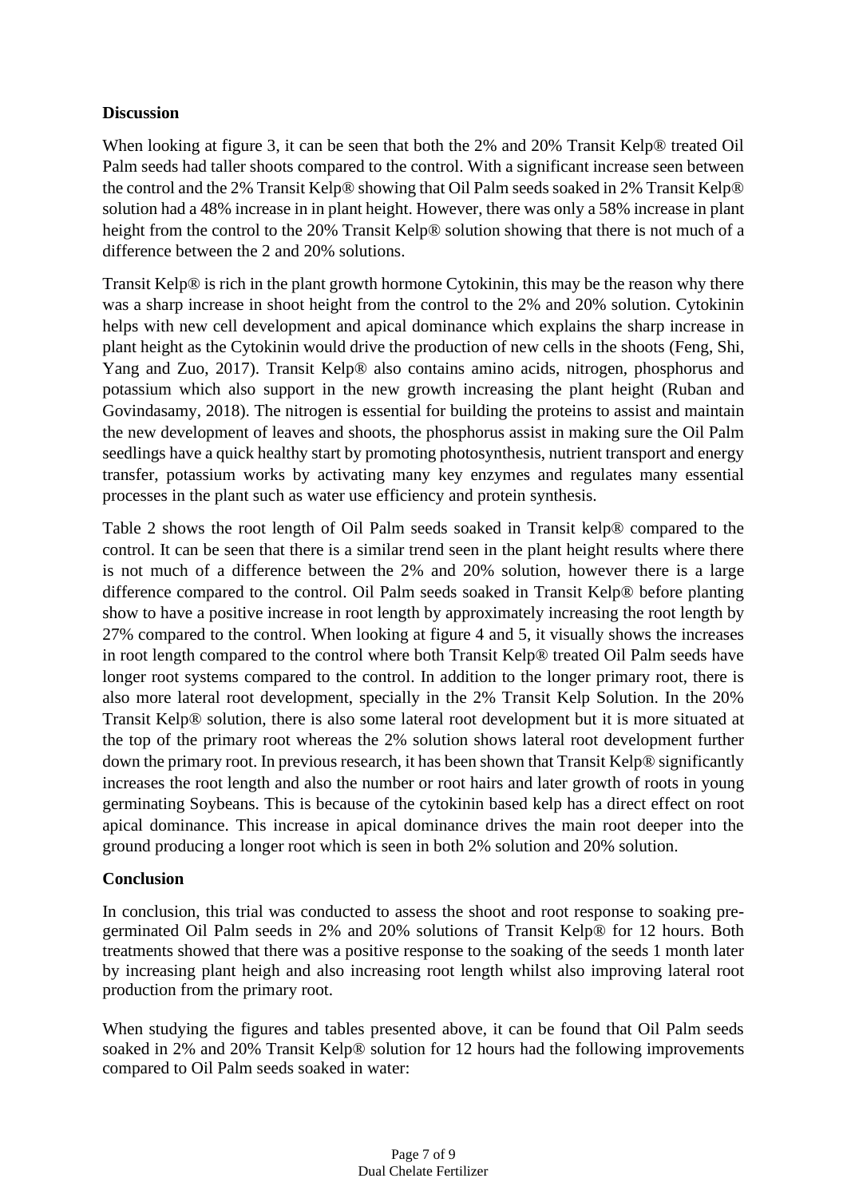**Discussion**

When looking at figure 3, it can be seen that both the 2% and 20% Transit Kelp® treated Oil Palm seeds had taller shoots compared to the control. With a significant increase seen between the control and the 2% Transit Kelp® showing that Oil Palm seeds soaked in 2% Transit Kelp® solution had a 48% increase in in plant height. However, there was only a 58% increase in plant height from the control to the 20% Transit Kelp® solution showing that there is not much of a difference between the 2 and 20% solutions.

Transit Kelp® is rich in the plant growth hormone Cytokinin, this may be the reason why there was a sharp increase in shoot height from the control to the 2% and 20% solution. Cytokinin helps with new cell development and apical dominance which explains the sharp increase in plant height as the Cytokinin would drive the production of new cells in the shoots (Feng, Shi, Yang and Zuo, 2017). Transit Kelp® also contains amino acids, nitrogen, phosphorus and potassium which also support in the new growth increasing the plant height (Ruban and Govindasamy, 2018). The nitrogen is essential for building the proteins to assist and maintain the new development of leaves and shoots, the phosphorus assist in making sure the Oil Palm seedlings have a quick healthy start by promoting photosynthesis, nutrient transport and energy transfer, potassium works by activating many key enzymes and regulates many essential processes in the plant such as water use efficiency and protein synthesis.

Table 2 shows the root length of Oil Palm seeds soaked in Transit kelp® compared to the control. It can be seen that there is a similar trend seen in the plant height results where there is not much of a difference between the 2% and 20% solution, however there is a large difference compared to the control. Oil Palm seeds soaked in Transit Kelp® before planting show to have a positive increase in root length by approximately increasing the root length by 27% compared to the control. When looking at figure 4 and 5, it visually shows the increases in root length compared to the control where both Transit Kelp® treated Oil Palm seeds have longer root systems compared to the control. In addition to the longer primary root, there is also more lateral root development, specially in the 2% Transit Kelp Solution. In the 20% Transit Kelp® solution, there is also some lateral root development but it is more situated at the top of the primary root whereas the 2% solution shows lateral root development further down the primary root. In previous research, it has been shown that Transit Kelp® significantly increases the root length and also the number or root hairs and later growth of roots in young germinating Soybeans. This is because of the cytokinin based kelp has a direct effect on root apical dominance. This increase in apical dominance drives the main root deeper into the ground producing a longer root which is seen in both 2% solution and 20% solution.

**Conclusion**

In conclusion, this trial was conducted to assess the shoot and root response to soaking pre-germinated Oil Palm seeds in 2% and 20% solutions of Transit Kelp® for 12 hours. Both treatments showed that there was a positive response to the soaking of the seeds 1 month later by increasing plant heigh and also increasing root length whilst also improving lateral root production from the primary root.

When studying the figures and tables presented above, it can be found that Oil Palm seeds soaked in 2% and 20% Transit Kelp® solution for 12 hours had the following improvements compared to Oil Palm seeds soaked in water: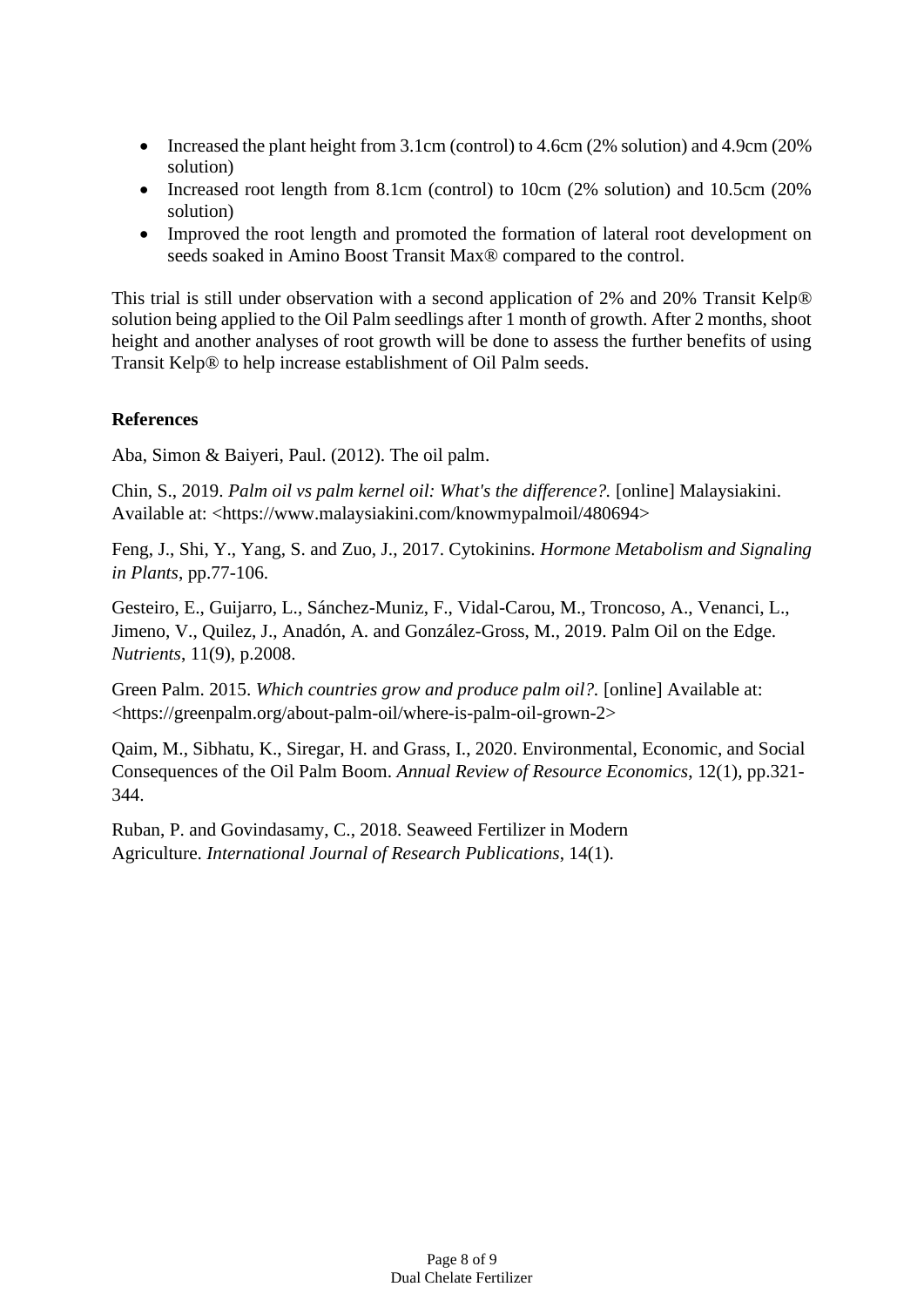- Increased the plant height from 3.1cm (control) to 4.6cm (2% solution) and 4.9cm (20% solution)
- Increased root length from 8.1cm (control) to 10cm (2% solution) and 10.5cm (20% solution)
- Improved the root length and promoted the formation of lateral root development on seeds soaked in Amino Boost Transit Max® compared to the control.

This trial is still under observation with a second application of 2% and 20% Transit Kelp® solution being applied to the Oil Palm seedlings after 1 month of growth. After 2 months, shoot height and another analyses of root growth will be done to assess the further benefits of using Transit Kelp® to help increase establishment of Oil Palm seeds.

**References**

Aba, Simon & Baiyeri, Paul. (2012). The oil palm.

Chin, S., 2019. *Palm oil vs palm kernel oil: What's the difference?.* [online] Malaysiakini. Available at: <https://www.malaysiakini.com/knowmypalmoil/480694>

Feng, J., Shi, Y., Yang, S. and Zuo, J., 2017. Cytokinins. *Hormone Metabolism and Signaling in Plants*, pp.77-106.

Gesteiro, E., Guijarro, L., Sánchez-Muniz, F., Vidal-Carou, M., Troncoso, A., Venanci, L., Jimeno, V., Quilez, J., Anadón, A. and González-Gross, M., 2019. Palm Oil on the Edge. *Nutrients*, 11(9), p.2008.

Green Palm. 2015. *Which countries grow and produce palm oil?.* [online] Available at: <https://greenpalm.org/about-palm-oil/where-is-palm-oil-grown-2>

Qaim, M., Sibhatu, K., Siregar, H. and Grass, I., 2020. Environmental, Economic, and Social Consequences of the Oil Palm Boom. *Annual Review of Resource Economics*, 12(1), pp.321-344.

Ruban, P. and Govindasamy, C., 2018. Seaweed Fertilizer in Modern Agriculture. *International Journal of Research Publications*, 14(1).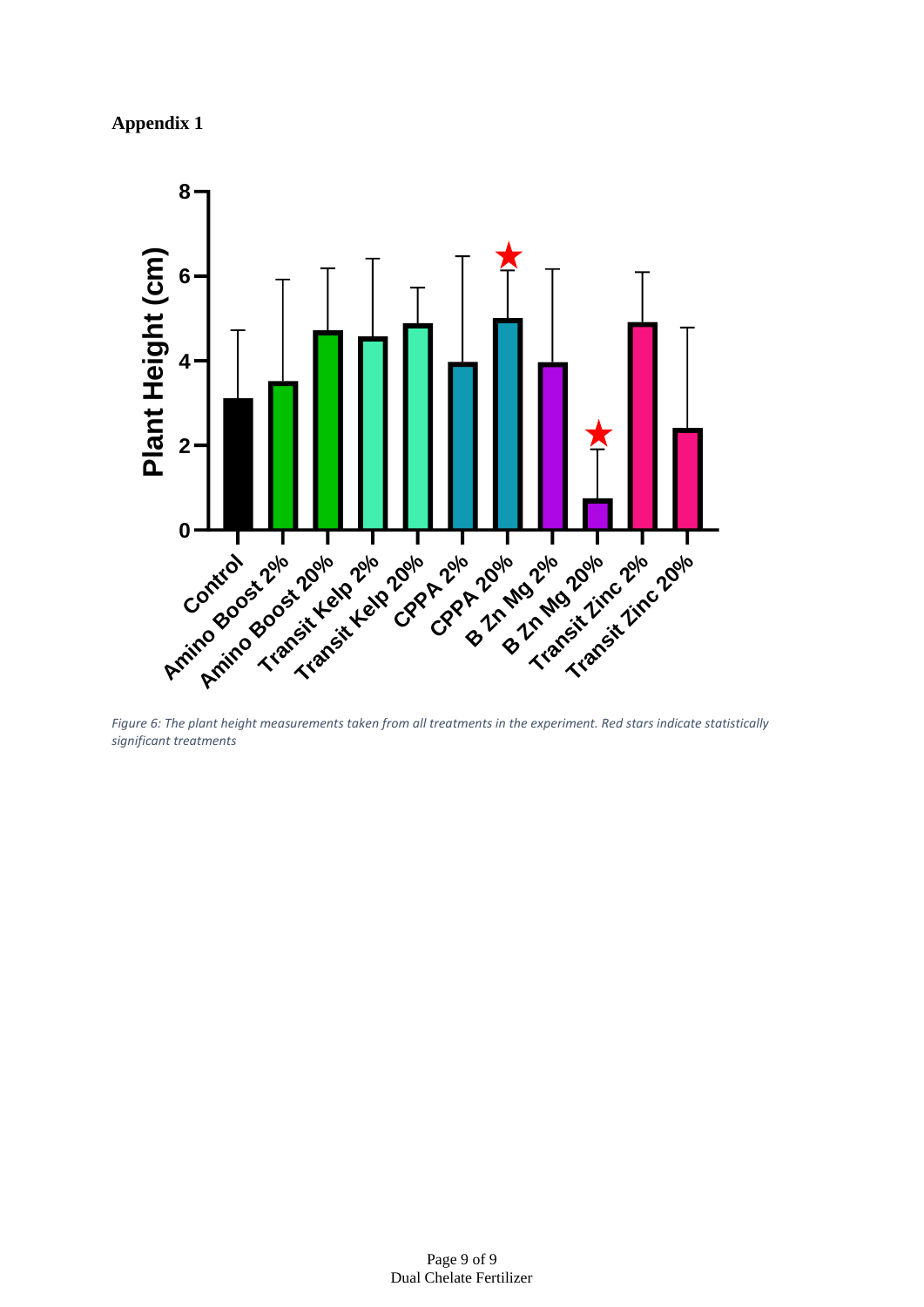**Appendix 1**

Plant Height (cm)

8

6

4

2

0

Control

Amino Boost 2%

Amino Boost 20%

Transit Kelp 2%

Transit Kelp 20%

CPPA 2%

CPPA 20%

B Zn Mg 2%

B Zn Mg 20%

Transit Zinc 2%

Transit Zinc 20%

*Figure 6: The plant height measurements taken from all treatments in the experiment. Red stars indicate statistically significant treatments*